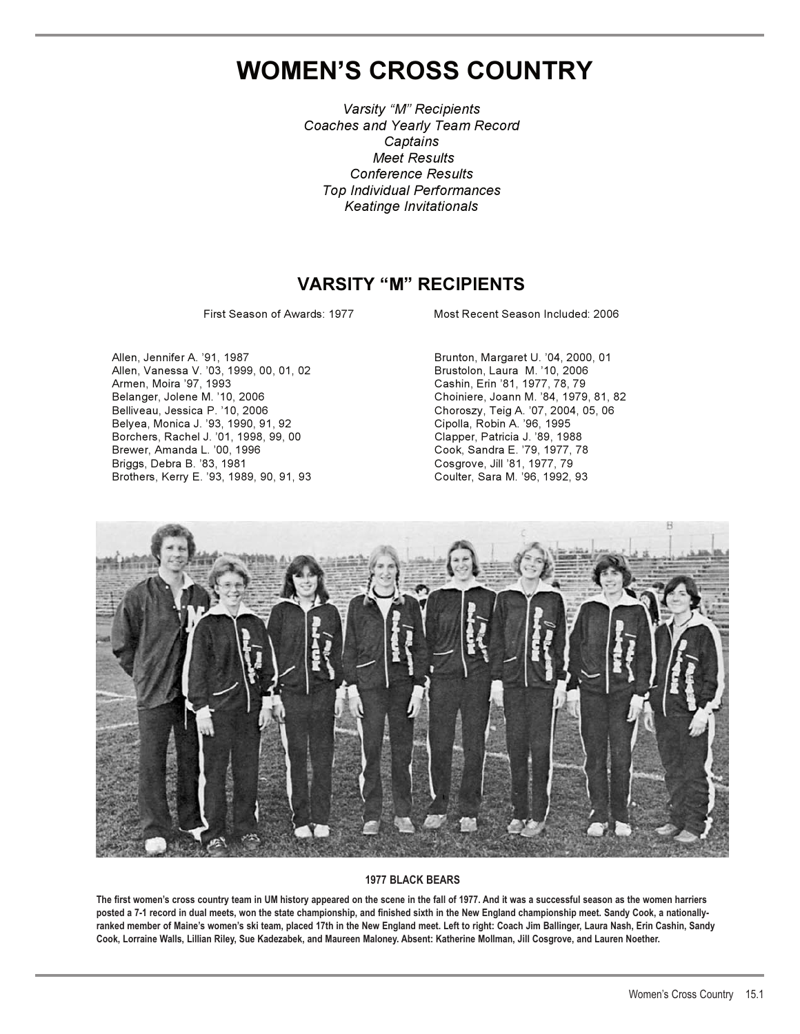# WOMEN'S CROSS COUNTRY

*Varsity "M" Recipients*
*Coaches and Yearly Team Record*
*Captains*
*Meet Results*
*Conference Results*
*Top Individual Performances*
*Keatinge Invitationals*

## VARSITY "M" RECIPIENTS

First Season of Awards: 1977 — Most Recent Season Included: 2006

Allen, Jennifer A. '91, 1987
Allen, Vanessa V. '03, 1999, 00, 01, 02
Armen, Moira '97, 1993
Belanger, Jolene M. '10, 2006
Belliveau, Jessica P. '10, 2006
Belyea, Monica J. '93, 1990, 91, 92
Borchers, Rachel J. '01, 1998, 99, 00
Brewer, Amanda L. '00, 1996
Briggs, Debra B. '83, 1981
Brothers, Kerry E. '93, 1989, 90, 91, 93
Brunton, Margaret U. '04, 2000, 01
Brustolon, Laura M. '10, 2006
Cashin, Erin '81, 1977, 78, 79
Choiniere, Joann M. '84, 1979, 81, 82
Choroszy, Teig A. '07, 2004, 05, 06
Cipolla, Robin A. '96, 1995
Clapper, Patricia J. '89, 1988
Cook, Sandra E. '79, 1977, 78
Cosgrove, Jill '81, 1977, 79
Coulter, Sara M. '96, 1992, 93

**1977 BLACK BEARS**

**The first women's cross country team in UM history appeared on the scene in the fall of 1977. And it was a successful season as the women harriers posted a 7-1 record in dual meets, won the state championship, and finished sixth in the New England championship meet. Sandy Cook, a nationally-ranked member of Maine's women's ski team, placed 17th in the New England meet. Left to right: Coach Jim Ballinger, Laura Nash, Erin Cashin, Sandy Cook, Lorraine Walls, Lillian Riley, Sue Kadezabek, and Maureen Maloney. Absent: Katherine Mollman, Jill Cosgrove, and Lauren Noether.**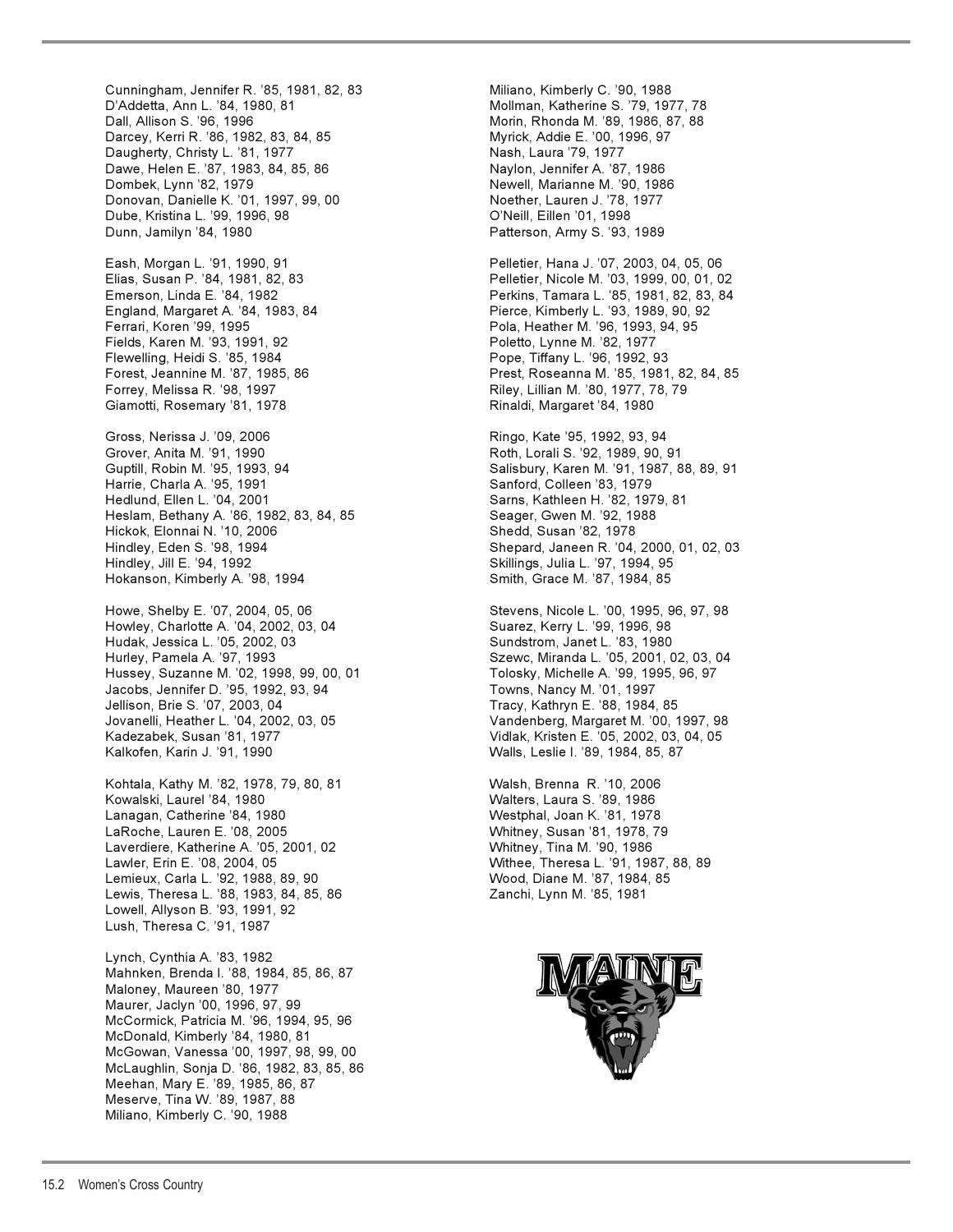Cunningham, Jennifer R. '85, 1981, 82, 83
D'Addetta, Ann L. '84, 1980, 81
Dall, Allison S. '96, 1996
Darcey, Kerri R. '86, 1982, 83, 84, 85
Daugherty, Christy L. '81, 1977
Dawe, Helen E. '87, 1983, 84, 85, 86
Dombek, Lynn '82, 1979
Donovan, Danielle K. '01, 1997, 99, 00
Dube, Kristina L. '99, 1996, 98
Dunn, Jamilyn '84, 1980

Eash, Morgan L. '91, 1990, 91
Elias, Susan P. '84, 1981, 82, 83
Emerson, Linda E. '84, 1982
England, Margaret A. '84, 1983, 84
Ferrari, Koren '99, 1995
Fields, Karen M. '93, 1991, 92
Flewelling, Heidi S. '85, 1984
Forest, Jeannine M. '87, 1985, 86
Forrey, Melissa R. '98, 1997
Giamotti, Rosemary '81, 1978

Gross, Nerissa J. '09, 2006
Grover, Anita M. '91, 1990
Guptill, Robin M. '95, 1993, 94
Harrie, Charla A. '95, 1991
Hedlund, Ellen L. '04, 2001
Heslam, Bethany A. '86, 1982, 83, 84, 85
Hickok, Elonnai N. '10, 2006
Hindley, Eden S. '98, 1994
Hindley, Jill E. '94, 1992
Hokanson, Kimberly A. '98, 1994

Howe, Shelby E. '07, 2004, 05, 06
Howley, Charlotte A. '04, 2002, 03, 04
Hudak, Jessica L. '05, 2002, 03
Hurley, Pamela A. '97, 1993
Hussey, Suzanne M. '02, 1998, 99, 00, 01
Jacobs, Jennifer D. '95, 1992, 93, 94
Jellison, Brie S. '07, 2003, 04
Jovanelli, Heather L. '04, 2002, 03, 05
Kadezabek, Susan '81, 1977
Kalkofen, Karin J. '91, 1990

Kohtala, Kathy M. '82, 1978, 79, 80, 81
Kowalski, Laurel '84, 1980
Lanagan, Catherine '84, 1980
LaRoche, Lauren E. '08, 2005
Laverdiere, Katherine A. '05, 2001, 02
Lawler, Erin E. '08, 2004, 05
Lemieux, Carla L. '92, 1988, 89, 90
Lewis, Theresa L. '88, 1983, 84, 85, 86
Lowell, Allyson B. '93, 1991, 92
Lush, Theresa C. '91, 1987

Lynch, Cynthia A. '83, 1982
Mahnken, Brenda I. '88, 1984, 85, 86, 87
Maloney, Maureen '80, 1977
Maurer, Jaclyn '00, 1996, 97, 99
McCormick, Patricia M. '96, 1994, 95, 96
McDonald, Kimberly '84, 1980, 81
McGowan, Vanessa '00, 1997, 98, 99, 00
McLaughlin, Sonja D. '86, 1982, 83, 85, 86
Meehan, Mary E. '89, 1985, 86, 87
Meserve, Tina W. '89, 1987, 88
Miliano, Kimberly C. '90, 1988

Miliano, Kimberly C. '90, 1988
Mollman, Katherine S. '79, 1977, 78
Morin, Rhonda M. '89, 1986, 87, 88
Myrick, Addie E. '00, 1996, 97
Nash, Laura '79, 1977
Naylon, Jennifer A. '87, 1986
Newell, Marianne M. '90, 1986
Noether, Lauren J. '78, 1977
O'Neill, Eillen '01, 1998
Patterson, Army S. '93, 1989

Pelletier, Hana J. '07, 2003, 04, 05, 06
Pelletier, Nicole M. '03, 1999, 00, 01, 02
Perkins, Tamara L. '85, 1981, 82, 83, 84
Pierce, Kimberly L. '93, 1989, 90, 92
Pola, Heather M. '96, 1993, 94, 95
Poletto, Lynne M. '82, 1977
Pope, Tiffany L. '96, 1992, 93
Prest, Roseanna M. '85, 1981, 82, 84, 85
Riley, Lillian M. '80, 1977, 78, 79
Rinaldi, Margaret '84, 1980

Ringo, Kate '95, 1992, 93, 94
Roth, Lorali S. '92, 1989, 90, 91
Salisbury, Karen M. '91, 1987, 88, 89, 91
Sanford, Colleen '83, 1979
Sarns, Kathleen H. '82, 1979, 81
Seager, Gwen M. '92, 1988
Shedd, Susan '82, 1978
Shepard, Janeen R. '04, 2000, 01, 02, 03
Skillings, Julia L. '97, 1994, 95
Smith, Grace M. '87, 1984, 85

Stevens, Nicole L. '00, 1995, 96, 97, 98
Suarez, Kerry L. '99, 1996, 98
Sundstrom, Janet L. '83, 1980
Szewc, Miranda L. '05, 2001, 02, 03, 04
Tolosky, Michelle A. '99, 1995, 96, 97
Towns, Nancy M. '01, 1997
Tracy, Kathryn E. '88, 1984, 85
Vandenberg, Margaret M. '00, 1997, 98
Vidlak, Kristen E. '05, 2002, 03, 04, 05
Walls, Leslie I. '89, 1984, 85, 87

Walsh, Brenna R. '10, 2006
Walters, Laura S. '89, 1986
Westphal, Joan K. '81, 1978
Whitney, Susan '81, 1978, 79
Whitney, Tina M. '90, 1986
Withee, Theresa L. '91, 1987, 88, 89
Wood, Diane M. '87, 1984, 85
Zanchi, Lynn M. '85, 1981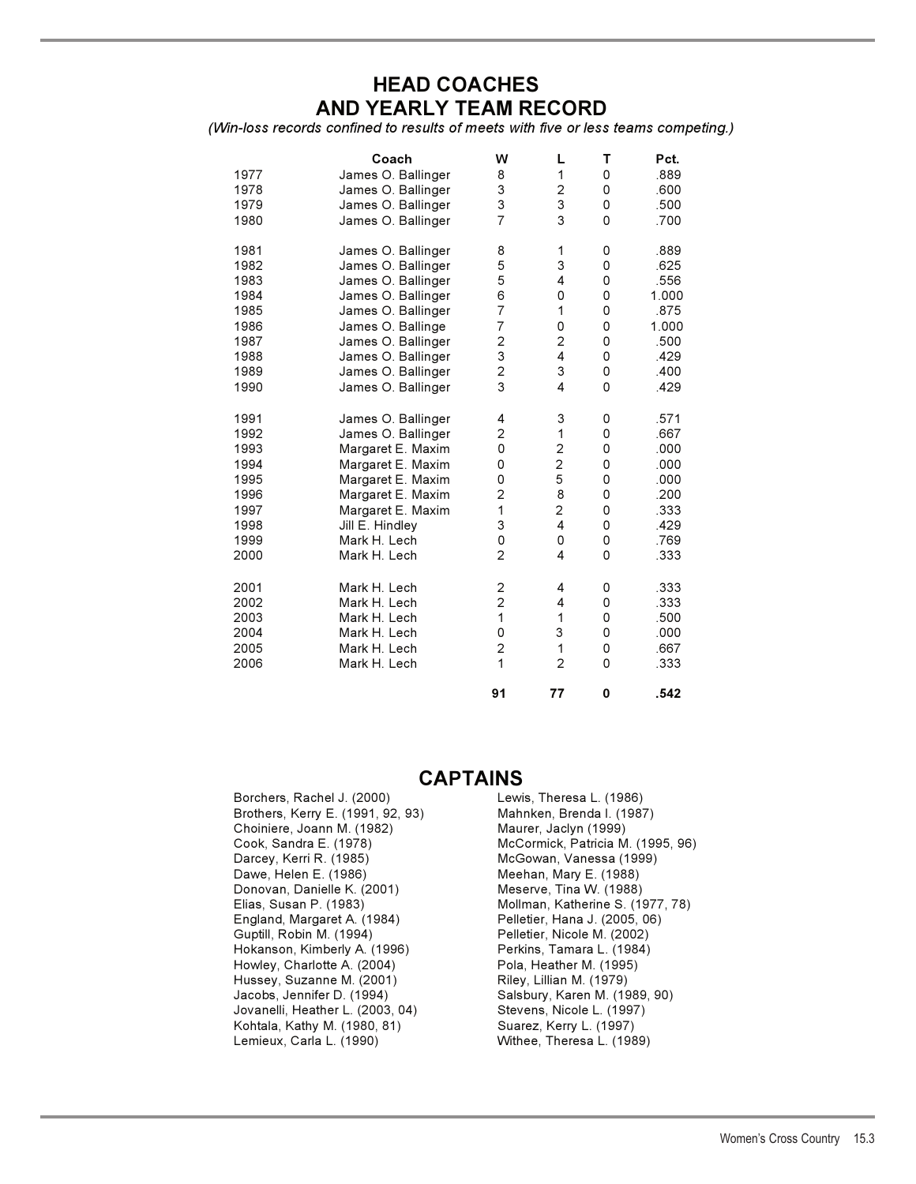# HEAD COACHES AND YEARLY TEAM RECORD

*(Win-loss records confined to results of meets with five or less teams competing.)*

| | Coach | W | L | T | Pct. |
|---|---|---|---|---|---|
| 1977 | James O. Ballinger | 8 | 1 | 0 | .889 |
| 1978 | James O. Ballinger | 3 | 2 | 0 | .600 |
| 1979 | James O. Ballinger | 3 | 3 | 0 | .500 |
| 1980 | James O. Ballinger | 7 | 3 | 0 | .700 |
| 1981 | James O. Ballinger | 8 | 1 | 0 | .889 |
| 1982 | James O. Ballinger | 5 | 3 | 0 | .625 |
| 1983 | James O. Ballinger | 5 | 4 | 0 | .556 |
| 1984 | James O. Ballinger | 6 | 0 | 0 | 1.000 |
| 1985 | James O. Ballinger | 7 | 1 | 0 | .875 |
| 1986 | James O. Ballinge | 7 | 0 | 0 | 1.000 |
| 1987 | James O. Ballinger | 2 | 2 | 0 | .500 |
| 1988 | James O. Ballinger | 3 | 4 | 0 | .429 |
| 1989 | James O. Ballinger | 2 | 3 | 0 | .400 |
| 1990 | James O. Ballinger | 3 | 4 | 0 | .429 |
| 1991 | James O. Ballinger | 4 | 3 | 0 | .571 |
| 1992 | James O. Ballinger | 2 | 1 | 0 | .667 |
| 1993 | Margaret E. Maxim | 0 | 2 | 0 | .000 |
| 1994 | Margaret E. Maxim | 0 | 2 | 0 | .000 |
| 1995 | Margaret E. Maxim | 0 | 5 | 0 | .000 |
| 1996 | Margaret E. Maxim | 2 | 8 | 0 | .200 |
| 1997 | Margaret E. Maxim | 1 | 2 | 0 | .333 |
| 1998 | Jill E. Hindley | 3 | 4 | 0 | .429 |
| 1999 | Mark H. Lech | 0 | 0 | 0 | .769 |
| 2000 | Mark H. Lech | 2 | 4 | 0 | .333 |
| 2001 | Mark H. Lech | 2 | 4 | 0 | .333 |
| 2002 | Mark H. Lech | 2 | 4 | 0 | .333 |
| 2003 | Mark H. Lech | 1 | 1 | 0 | .500 |
| 2004 | Mark H. Lech | 0 | 3 | 0 | .000 |
| 2005 | Mark H. Lech | 2 | 1 | 0 | .667 |
| 2006 | Mark H. Lech | 1 | 2 | 0 | .333 |
| | | **91** | **77** | **0** | **.542** |

# CAPTAINS

Borchers, Rachel J. (2000)
Brothers, Kerry E. (1991, 92, 93)
Choiniere, Joann M. (1982)
Cook, Sandra E. (1978)
Darcey, Kerri R. (1985)
Dawe, Helen E. (1986)
Donovan, Danielle K. (2001)
Elias, Susan P. (1983)
England, Margaret A. (1984)
Guptill, Robin M. (1994)
Hokanson, Kimberly A. (1996)
Howley, Charlotte A. (2004)
Hussey, Suzanne M. (2001)
Jacobs, Jennifer D. (1994)
Jovanelli, Heather L. (2003, 04)
Kohtala, Kathy M. (1980, 81)
Lemieux, Carla L. (1990)
Lewis, Theresa L. (1986)
Mahnken, Brenda I. (1987)
Maurer, Jaclyn (1999)
McCormick, Patricia M. (1995, 96)
McGowan, Vanessa (1999)
Meehan, Mary E. (1988)
Meserve, Tina W. (1988)
Mollman, Katherine S. (1977, 78)
Pelletier, Hana J. (2005, 06)
Pelletier, Nicole M. (2002)
Perkins, Tamara L. (1984)
Pola, Heather M. (1995)
Riley, Lillian M. (1979)
Salsbury, Karen M. (1989, 90)
Stevens, Nicole L. (1997)
Suarez, Kerry L. (1997)
Withee, Theresa L. (1989)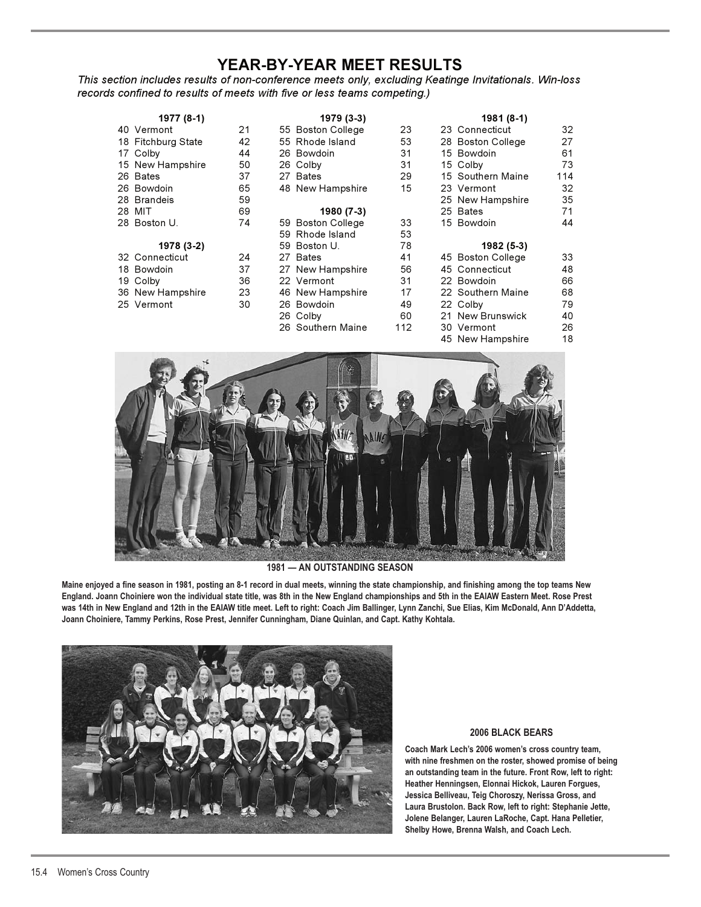# YEAR-BY-YEAR MEET RESULTS

*This section includes results of non-conference meets only, excluding Keatinge Invitationals. Win-loss records confined to results of meets with five or less teams competing.)*

**1977 (8-1)**

| Maine | Opponent | Score |
|---|---|---|
| 40 | Vermont | 21 |
| 18 | Fitchburg State | 42 |
| 17 | Colby | 44 |
| 15 | New Hampshire | 50 |
| 26 | Bates | 37 |
| 26 | Bowdoin | 65 |
| 28 | Brandeis | 59 |
| 28 | MIT | 69 |
| 28 | Boston U. | 74 |

**1978 (3-2)**

| Maine | Opponent | Score |
|---|---|---|
| 32 | Connecticut | 24 |
| 18 | Bowdoin | 37 |
| 19 | Colby | 36 |
| 36 | New Hampshire | 23 |
| 25 | Vermont | 30 |

**1979 (3-3)**

| Maine | Opponent | Score |
|---|---|---|
| 55 | Boston College | 23 |
| 55 | Rhode Island | 53 |
| 26 | Bowdoin | 31 |
| 26 | Colby | 31 |
| 27 | Bates | 29 |
| 48 | New Hampshire | 15 |

**1980 (7-3)**

| Maine | Opponent | Score |
|---|---|---|
| 59 | Boston College | 33 |
| 59 | Rhode Island | 53 |
| 59 | Boston U. | 78 |
| 27 | Bates | 41 |
| 27 | New Hampshire | 56 |
| 22 | Vermont | 31 |
| 46 | New Hampshire | 17 |
| 26 | Bowdoin | 49 |
| 26 | Colby | 60 |
| 26 | Southern Maine | 112 |

**1981 (8-1)**

| Maine | Opponent | Score |
|---|---|---|
| 23 | Connecticut | 32 |
| 28 | Boston College | 27 |
| 15 | Bowdoin | 61 |
| 15 | Colby | 73 |
| 15 | Southern Maine | 114 |
| 23 | Vermont | 32 |
| 25 | New Hampshire | 35 |
| 25 | Bates | 71 |
| 15 | Bowdoin | 44 |

**1982 (5-3)**

| Maine | Opponent | Score |
|---|---|---|
| 45 | Boston College | 33 |
| 45 | Connecticut | 48 |
| 22 | Bowdoin | 66 |
| 22 | Southern Maine | 68 |
| 22 | Colby | 79 |
| 21 | New Brunswick | 40 |
| 30 | Vermont | 26 |
| 45 | New Hampshire | 18 |

**1981 — AN OUTSTANDING SEASON**

**Maine enjoyed a fine season in 1981, posting an 8-1 record in dual meets, winning the state championship, and finishing among the top teams New England. Joann Choiniere won the individual state title, was 8th in the New England championships and 5th in the EAIAW Eastern Meet. Rose Prest was 14th in New England and 12th in the EAIAW title meet. Left to right: Coach Jim Ballinger, Lynn Zanchi, Sue Elias, Kim McDonald, Ann D'Addetta, Joann Choiniere, Tammy Perkins, Rose Prest, Jennifer Cunningham, Diane Quinlan, and Capt. Kathy Kohtala.**

**2006 BLACK BEARS**

**Coach Mark Lech's 2006 women's cross country team, with nine freshmen on the roster, showed promise of being an outstanding team in the future. Front Row, left to right: Heather Henningsen, Elonnai Hickok, Lauren Forgues, Jessica Belliveau, Teig Choroszy, Nerissa Gross, and Laura Brustolon. Back Row, left to right: Stephanie Jette, Jolene Belanger, Lauren LaRoche, Capt. Hana Pelletier, Shelby Howe, Brenna Walsh, and Coach Lech.**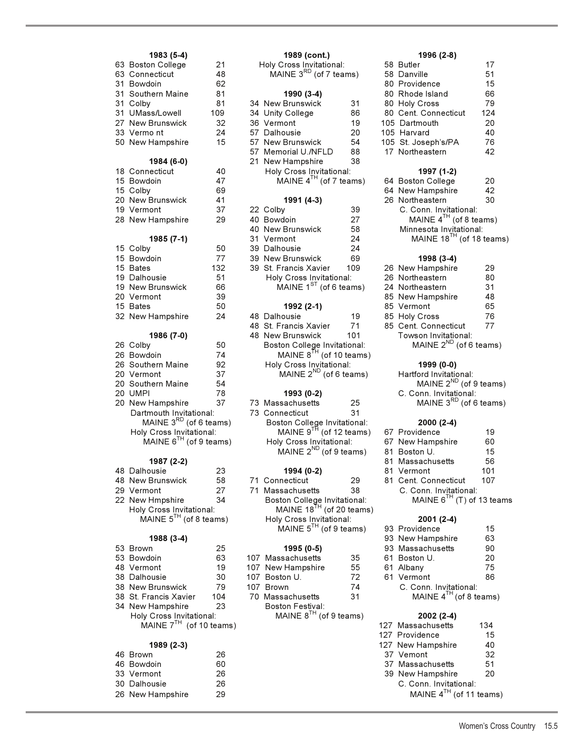**1983 (5-4)**

63 Boston College 21
63 Connecticut 48
31 Bowdoin 62
31 Southern Maine 81
31 Colby 81
31 UMass/Lowell 109
27 New Brunswick 32
33 Vermo nt 24
50 New Hampshire 15

**1984 (6-0)**

18 Connecticut 40
15 Bowdoin 47
15 Colby 69
20 New Brunswick 41
19 Vermont 37
28 New Hampshire 29

**1985 (7-1)**

15 Colby 50
15 Bowdoin 77
15 Bates 132
19 Dalhousie 51
19 New Brunswick 66
20 Vermont 39
15 Bates 50
32 New Hampshire 24

**1986 (7-0)**

26 Colby 50
26 Bowdoin 74
26 Southern Maine 92
20 Vermont 37
20 Southern Maine 54
20 UMPI 78
20 New Hampshire 37
Dartmouth Invitational:
MAINE 3RD (of 6 teams)
Holy Cross Invitational:
MAINE 6TH (of 9 teams)

**1987 (2-2)**

48 Dalhousie 23
48 New Brunswick 58
29 Vermont 27
22 New Hmpshire 34
Holy Cross Invitational:
MAINE 5TH (of 8 teams)

**1988 (3-4)**

53 Brown 25
53 Bowdoin 63
48 Vermont 19
38 Dalhousie 30
38 New Brunswick 79
38 St. Francis Xavier 104
34 New Hampshire 23
Holy Cross Invitational:
MAINE 7TH (of 10 teams)

**1989 (2-3)**

46 Brown 26
46 Bowdoin 60
33 Vermont 26
30 Dalhousie 26
26 New Hampshire 29

**1989 (cont.)**

Holy Cross Invitational:
MAINE 3RD (of 7 teams)

**1990 (3-4)**

34 New Brunswick 31
34 Unity College 86
36 Vermont 19
57 Dalhousie 20
57 New Brunswick 54
57 Memorial U./NFLD 88
21 New Hampshire 38
Holy Cross Invitational:
MAINE 4TH (of 7 teams)

**1991 (4-3)**

22 Colby 39
40 Bowdoin 27
40 New Brunswick 58
31 Vermont 24
39 Dalhousie 24
39 New Brunswick 69
39 St. Francis Xavier 109
Holy Cross Invitational:
MAINE 1ST (of 6 teams)

**1992 (2-1)**

48 Dalhousie 19
48 St. Francis Xavier 71
48 New Brunswick 101
Boston College Invitational:
MAINE 8TH (of 10 teams)
Holy Cross Invitational:
MAINE 2ND (of 6 teams)

**1993 (0-2)**

73 Massachusetts 25
73 Connecticut 31
Boston College Invitational:
MAINE 9TH (of 12 teams)
Holy Cross Invitational:
MAINE 2ND (of 9 teams)

**1994 (0-2)**

71 Connecticut 29
71 Massachusetts 38
Boston College Invitational:
MAINE 18TH (of 20 teams)
Holy Cross Invitational:
MAINE 5TH (of 9 teams)

**1995 (0-5)**

107 Massachusetts 35
107 New Hampshire 55
107 Boston U. 72
107 Brown 74
70 Massachusetts 31
Boston Festival:
MAINE 8TH (of 9 teams)

**1996 (2-8)**

58 Butler 17
58 Danville 51
80 Providence 15
80 Rhode Island 66
80 Holy Cross 79
80 Cent. Connecticut 124
105 Dartmouth 20
105 Harvard 40
105 St. Joseph's/PA 76
17 Northeastern 42

**1997 (1-2)**

64 Boston College 20
64 New Hampshire 42
26 Northeastern 30
C. Conn. Invitational:
MAINE 4TH (of 8 teams)
Minnesota Invitational:
MAINE 18TH (of 18 teams)

**1998 (3-4)**

26 New Hampshire 29
26 Northeastern 80
24 Northeastern 31
85 New Hampshire 48
85 Vermont 65
85 Holy Cross 76
85 Cent. Connecticut 77
Towson Invitational:
MAINE 2ND (of 6 teams)

**1999 (0-0)**

Hartford Invitational:
MAINE 2ND (of 9 teams)
C. Conn. Invitational:
MAINE 3RD (of 6 teams)

**2000 (2-4)**

67 Providence 19
67 New Hampshire 60
81 Boston U. 15
81 Massachusetts 56
81 Vermont 101
81 Cent. Connecticut 107
C. Conn. Invitational:
MAINE 6TH (T) of 13 teams

**2001 (2-4)**

93 Providence 15
93 New Hampshire 63
93 Massachusetts 90
61 Boston U. 20
61 Albany 75
61 Vermont 86
C. Conn. Invitational:
MAINE 4TH (of 8 teams)

**2002 (2-4)**

127 Massachusetts 134
127 Providence 15
127 New Hampshire 40
37 Vemont 32
37 Massachusetts 51
39 New Hampshire 20
C. Conn. Invitational:
MAINE 4TH (of 11 teams)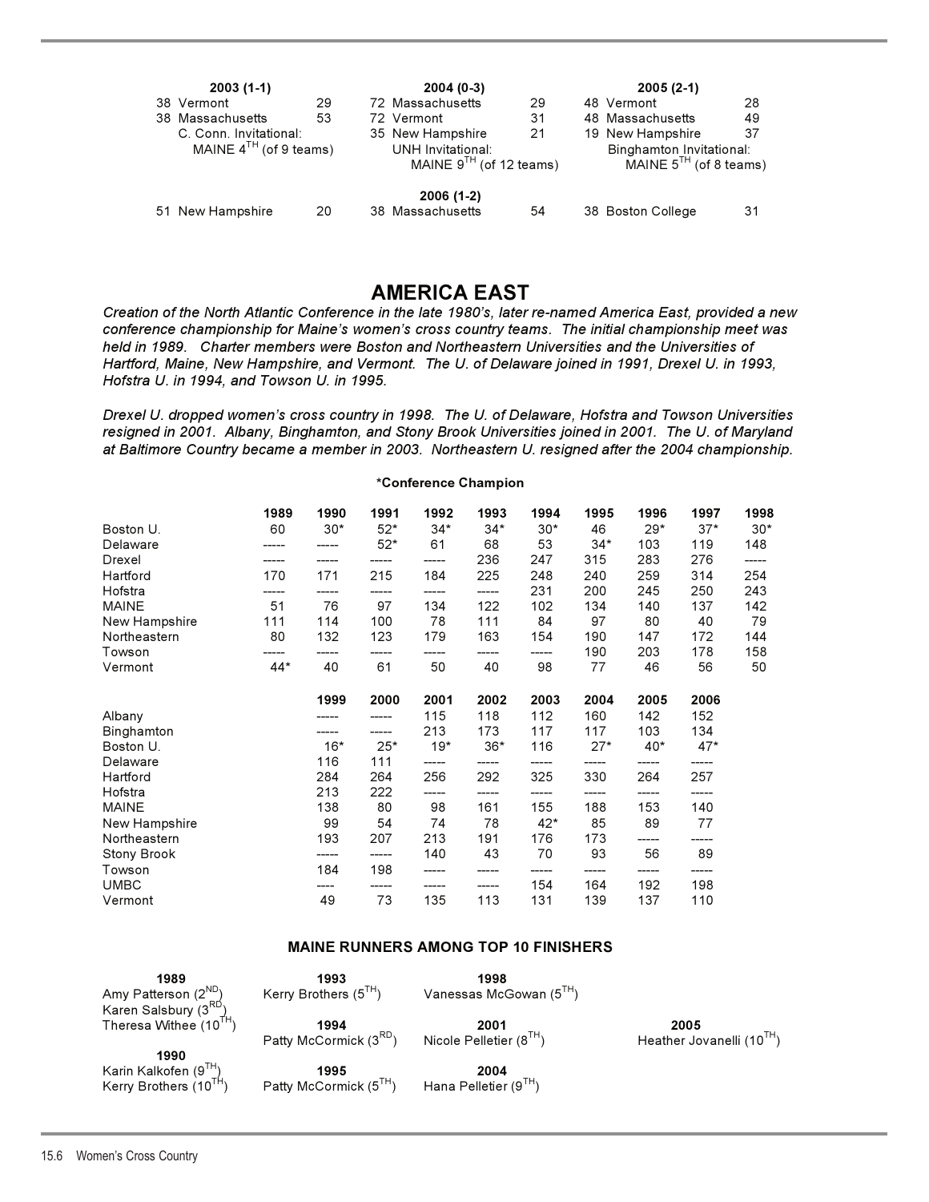| 2003 (1-1) | | 2004 (0-3) | | 2005 (2-1) | |
|---|---|---|---|---|---|
| 38 Vermont | 29 | 72 Massachusetts | 29 | 48 Vermont | 28 |
| 38 Massachusetts | 53 | 72 Vermont | 31 | 48 Massachusetts | 49 |
| C. Conn. Invitational: MAINE 4TH (of 9 teams) | | 35 New Hampshire | 21 | 19 New Hampshire | 37 |
| | | UNH Invitational: MAINE 9TH (of 12 teams) | | Binghamton Invitational: MAINE 5TH (of 8 teams) | |

**2006 (1-2)**

| | | | | | |
|---|---|---|---|---|---|
| 51 New Hampshire | 20 | 38 Massachusetts | 54 | 38 Boston College | 31 |

# AMERICA EAST

*Creation of the North Atlantic Conference in the late 1980's, later re-named America East, provided a new conference championship for Maine's women's cross country teams. The initial championship meet was held in 1989. Charter members were Boston and Northeastern Universities and the Universities of Hartford, Maine, New Hampshire, and Vermont. The U. of Delaware joined in 1991, Drexel U. in 1993, Hofstra U. in 1994, and Towson U. in 1995.*

*Drexel U. dropped women's cross country in 1998. The U. of Delaware, Hofstra and Towson Universities resigned in 2001. Albany, Binghamton, and Stony Brook Universities joined in 2001. The U. of Maryland at Baltimore Country became a member in 2003. Northeastern U. resigned after the 2004 championship.*

**\*Conference Champion**

| | 1989 | 1990 | 1991 | 1992 | 1993 | 1994 | 1995 | 1996 | 1997 | 1998 |
|---|---|---|---|---|---|---|---|---|---|---|
| Boston U. | 60 | 30* | 52* | 34* | 34* | 30* | 46 | 29* | 37* | 30* |
| Delaware | ----- | ----- | 52* | 61 | 68 | 53 | 34* | 103 | 119 | 148 |
| Drexel | ----- | ----- | ----- | ----- | 236 | 247 | 315 | 283 | 276 | ----- |
| Hartford | 170 | 171 | 215 | 184 | 225 | 248 | 240 | 259 | 314 | 254 |
| Hofstra | ----- | ----- | ----- | ----- | ----- | 231 | 200 | 245 | 250 | 243 |
| MAINE | 51 | 76 | 97 | 134 | 122 | 102 | 134 | 140 | 137 | 142 |
| New Hampshire | 111 | 114 | 100 | 78 | 111 | 84 | 97 | 80 | 40 | 79 |
| Northeastern | 80 | 132 | 123 | 179 | 163 | 154 | 190 | 147 | 172 | 144 |
| Towson | ----- | ----- | ----- | ----- | ----- | ----- | 190 | 203 | 178 | 158 |
| Vermont | 44* | 40 | 61 | 50 | 40 | 98 | 77 | 46 | 56 | 50 |

| | 1999 | 2000 | 2001 | 2002 | 2003 | 2004 | 2005 | 2006 |
|---|---|---|---|---|---|---|---|---|
| Albany | ----- | ----- | 115 | 118 | 112 | 160 | 142 | 152 |
| Binghamton | ----- | ----- | 213 | 173 | 117 | 117 | 103 | 134 |
| Boston U. | 16* | 25* | 19* | 36* | 116 | 27* | 40* | 47* |
| Delaware | 116 | 111 | ----- | ----- | ----- | ----- | ----- | ----- |
| Hartford | 284 | 264 | 256 | 292 | 325 | 330 | 264 | 257 |
| Hofstra | 213 | 222 | ----- | ----- | ----- | ----- | ----- | ----- |
| MAINE | 138 | 80 | 98 | 161 | 155 | 188 | 153 | 140 |
| New Hampshire | 99 | 54 | 74 | 78 | 42* | 85 | 89 | 77 |
| Northeastern | 193 | 207 | 213 | 191 | 176 | 173 | ----- | ----- |
| Stony Brook | ----- | ----- | 140 | 43 | 70 | 93 | 56 | 89 |
| Towson | 184 | 198 | ----- | ----- | ----- | ----- | ----- | ----- |
| UMBC | ---- | ----- | ----- | ----- | 154 | 164 | 192 | 198 |
| Vermont | 49 | 73 | 135 | 113 | 131 | 139 | 137 | 110 |

**MAINE RUNNERS AMONG TOP 10 FINISHERS**

**1989**
Amy Patterson (2ND)
Karen Salsbury (3RD)
Theresa Withee (10TH)

**1990**
Karin Kalkofen (9TH)
Kerry Brothers (10TH)

**1993**
Kerry Brothers (5TH)

**1994**
Patty McCormick (3RD)

**1995**
Patty McCormick (5TH)

**1998**
Vanessas McGowan (5TH)

**2001**
Nicole Pelletier (8TH)

**2004**
Hana Pelletier (9TH)

**2005**
Heather Jovanelli (10TH)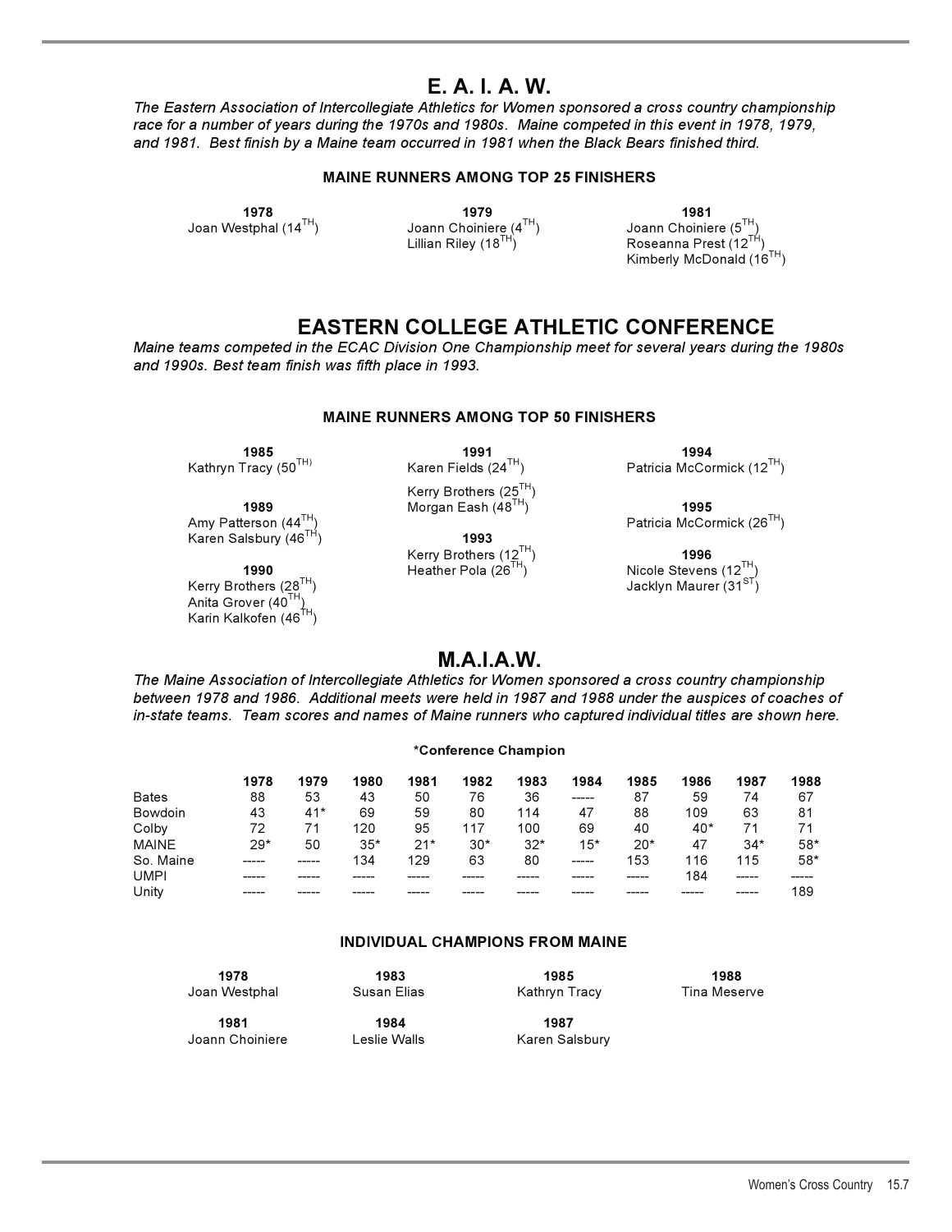# E. A. I. A. W.

*The Eastern Association of Intercollegiate Athletics for Women sponsored a cross country championship race for a number of years during the 1970s and 1980s. Maine competed in this event in 1978, 1979, and 1981. Best finish by a Maine team occurred in 1981 when the Black Bears finished third.*

### MAINE RUNNERS AMONG TOP 25 FINISHERS

**1978**
Joan Westphal (14TH)

**1979**
Joann Choiniere (4TH)
Lillian Riley (18TH)

**1981**
Joann Choiniere (5TH)
Roseanna Prest (12TH)
Kimberly McDonald (16TH)

# EASTERN COLLEGE ATHLETIC CONFERENCE

*Maine teams competed in the ECAC Division One Championship meet for several years during the 1980s and 1990s. Best team finish was fifth place in 1993.*

### MAINE RUNNERS AMONG TOP 50 FINISHERS

**1985**
Kathryn Tracy (50TH)

**1989**
Amy Patterson (44TH)
Karen Salsbury (46TH)

**1990**
Kerry Brothers (28TH)
Anita Grover (40TH)
Karin Kalkofen (46TH)

**1991**
Karen Fields (24TH)
Kerry Brothers (25TH)
Morgan Eash (48TH)

**1993**
Kerry Brothers (12TH)
Heather Pola (26TH)

**1994**
Patricia McCormick (12TH)

**1995**
Patricia McCormick (26TH)

**1996**
Nicole Stevens (12TH)
Jacklyn Maurer (31ST)

# M.A.I.A.W.

*The Maine Association of Intercollegiate Athletics for Women sponsored a cross country championship between 1978 and 1986. Additional meets were held in 1987 and 1988 under the auspices of coaches of in-state teams. Team scores and names of Maine runners who captured individual titles are shown here.*

*Conference Champion

| | 1978 | 1979 | 1980 | 1981 | 1982 | 1983 | 1984 | 1985 | 1986 | 1987 | 1988 |
|---|---|---|---|---|---|---|---|---|---|---|---|
| Bates | 88 | 53 | 43 | 50 | 76 | 36 | ----- | 87 | 59 | 74 | 67 |
| Bowdoin | 43 | 41* | 69 | 59 | 80 | 114 | 47 | 88 | 109 | 63 | 81 |
| Colby | 72 | 71 | 120 | 95 | 117 | 100 | 69 | 40 | 40* | 71 | 71 |
| MAINE | 29* | 50 | 35* | 21* | 30* | 32* | 15* | 20* | 47 | 34* | 58* |
| So. Maine | ----- | ----- | 134 | 129 | 63 | 80 | ----- | 153 | 116 | 115 | 58* |
| UMPI | ----- | ----- | ----- | ----- | ----- | ----- | ----- | ----- | 184 | ----- | ----- |
| Unity | ----- | ----- | ----- | ----- | ----- | ----- | ----- | ----- | ----- | ----- | 189 |

### INDIVIDUAL CHAMPIONS FROM MAINE

**1978**
Joan Westphal

**1981**
Joann Choiniere

**1983**
Susan Elias

**1984**
Leslie Walls

**1985**
Kathryn Tracy

**1987**
Karen Salsbury

**1988**
Tina Meserve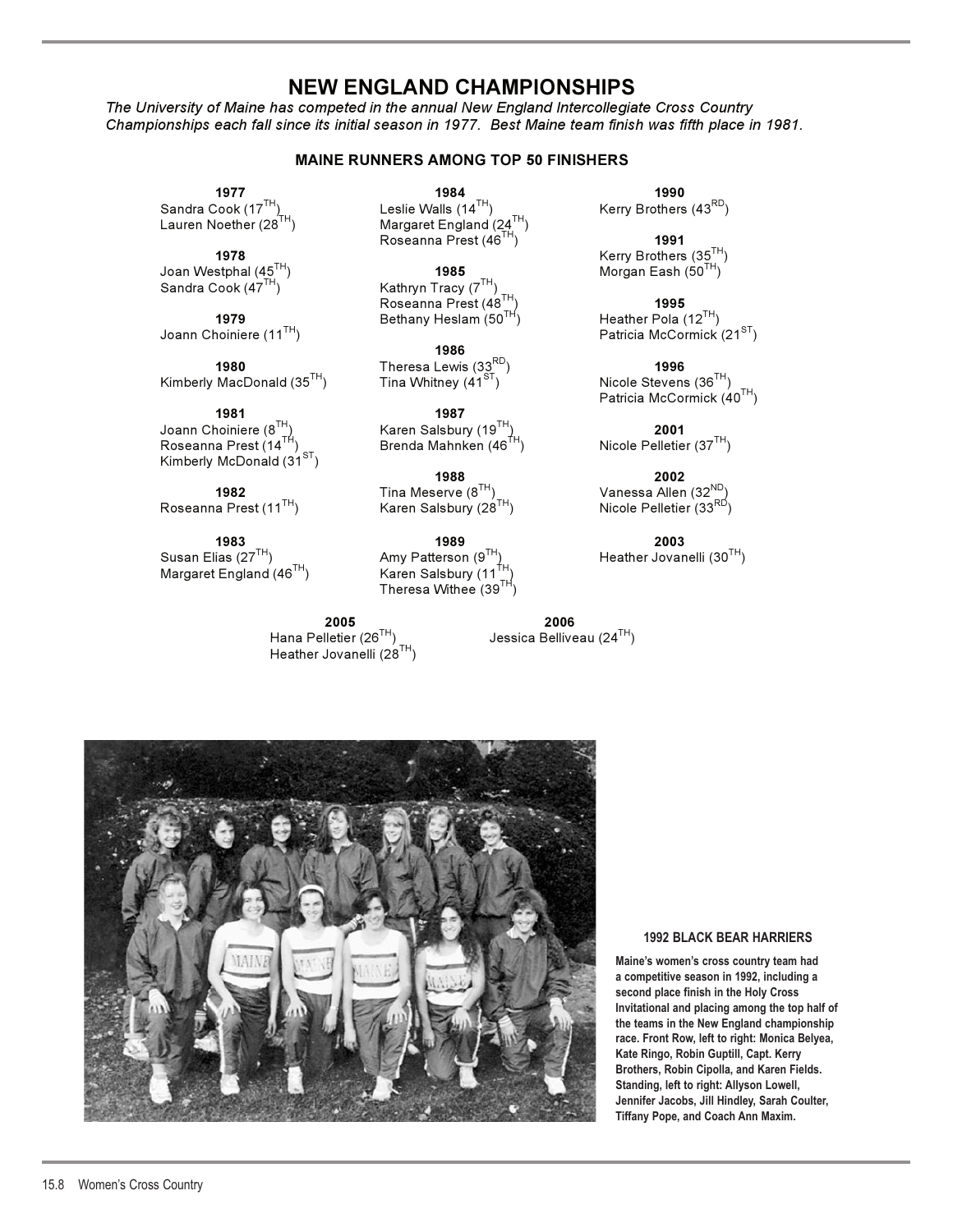# NEW ENGLAND CHAMPIONSHIPS

*The University of Maine has competed in the annual New England Intercollegiate Cross Country Championships each fall since its initial season in 1977. Best Maine team finish was fifth place in 1981.*

## MAINE RUNNERS AMONG TOP 50 FINISHERS

**1977**
Sandra Cook (17TH)
Lauren Noether (28TH)

**1978**
Joan Westphal (45TH)
Sandra Cook (47TH)

**1979**
Joann Choiniere (11TH)

**1980**
Kimberly MacDonald (35TH)

**1981**
Joann Choiniere (8TH)
Roseanna Prest (14TH)
Kimberly McDonald (31ST)

**1982**
Roseanna Prest (11TH)

**1983**
Susan Elias (27TH)
Margaret England (46TH)

**1984**
Leslie Walls (14TH)
Margaret England (24TH)
Roseanna Prest (46TH)

**1985**
Kathryn Tracy (7TH)
Roseanna Prest (48TH)
Bethany Heslam (50TH)

**1986**
Theresa Lewis (33RD)
Tina Whitney (41ST)

**1987**
Karen Salsbury (19TH)
Brenda Mahnken (46TH)

**1988**
Tina Meserve (8TH)
Karen Salsbury (28TH)

**1989**
Amy Patterson (9TH)
Karen Salsbury (11TH)
Theresa Withee (39TH)

**1990**
Kerry Brothers (43RD)

**1991**
Kerry Brothers (35TH)
Morgan Eash (50TH)

**1995**
Heather Pola (12TH)
Patricia McCormick (21ST)

**1996**
Nicole Stevens (36TH)
Patricia McCormick (40TH)

**2001**
Nicole Pelletier (37TH)

**2002**
Vanessa Allen (32ND)
Nicole Pelletier (33RD)

**2003**
Heather Jovanelli (30TH)

**2005**
Hana Pelletier (26TH)
Heather Jovanelli (28TH)

**2006**
Jessica Belliveau (24TH)

**1992 BLACK BEAR HARRIERS**

**Maine's women's cross country team had a competitive season in 1992, including a second place finish in the Holy Cross Invitational and placing among the top half of the teams in the New England championship race. Front Row, left to right: Monica Belyea, Kate Ringo, Robin Guptill, Capt. Kerry Brothers, Robin Cipolla, and Karen Fields. Standing, left to right: Allyson Lowell, Jennifer Jacobs, Jill Hindley, Sarah Coulter, Tiffany Pope, and Coach Ann Maxim.**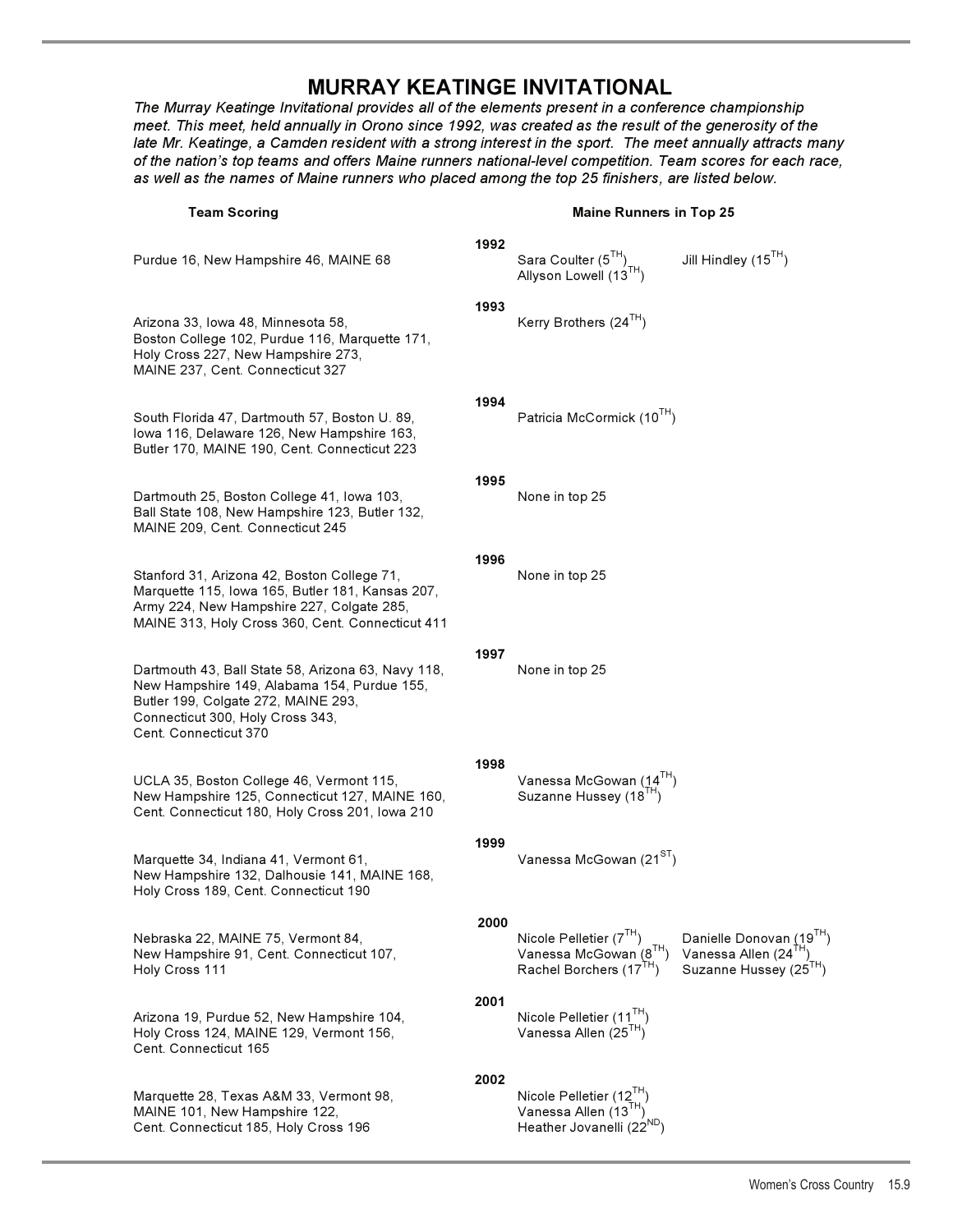# MURRAY KEATINGE INVITATIONAL

*The Murray Keatinge Invitational provides all of the elements present in a conference championship meet. This meet, held annually in Orono since 1992, was created as the result of the generosity of the late Mr. Keatinge, a Camden resident with a strong interest in the sport. The meet annually attracts many of the nation's top teams and offers Maine runners national-level competition. Team scores for each race, as well as the names of Maine runners who placed among the top 25 finishers, are listed below.*

| Year | Team Scoring | Maine Runners in Top 25 |
|---|---|---|
| 1992 | Purdue 16, New Hampshire 46, MAINE 68 | Sara Coulter (5TH), Allyson Lowell (13TH), Jill Hindley (15TH) |
| 1993 | Arizona 33, Iowa 48, Minnesota 58, Boston College 102, Purdue 116, Marquette 171, Holy Cross 227, New Hampshire 273, MAINE 237, Cent. Connecticut 327 | Kerry Brothers (24TH) |
| 1994 | South Florida 47, Dartmouth 57, Boston U. 89, Iowa 116, Delaware 126, New Hampshire 163, Butler 170, MAINE 190, Cent. Connecticut 223 | Patricia McCormick (10TH) |
| 1995 | Dartmouth 25, Boston College 41, Iowa 103, Ball State 108, New Hampshire 123, Butler 132, MAINE 209, Cent. Connecticut 245 | None in top 25 |
| 1996 | Stanford 31, Arizona 42, Boston College 71, Marquette 115, Iowa 165, Butler 181, Kansas 207, Army 224, New Hampshire 227, Colgate 285, MAINE 313, Holy Cross 360, Cent. Connecticut 411 | None in top 25 |
| 1997 | Dartmouth 43, Ball State 58, Arizona 63, Navy 118, New Hampshire 149, Alabama 154, Purdue 155, Butler 199, Colgate 272, MAINE 293, Connecticut 300, Holy Cross 343, Cent. Connecticut 370 | None in top 25 |
| 1998 | UCLA 35, Boston College 46, Vermont 115, New Hampshire 125, Connecticut 127, MAINE 160, Cent. Connecticut 180, Holy Cross 201, Iowa 210 | Vanessa McGowan (14TH), Suzanne Hussey (18TH) |
| 1999 | Marquette 34, Indiana 41, Vermont 61, New Hampshire 132, Dalhousie 141, MAINE 168, Holy Cross 189, Cent. Connecticut 190 | Vanessa McGowan (21ST) |
| 2000 | Nebraska 22, MAINE 75, Vermont 84, New Hampshire 91, Cent. Connecticut 107, Holy Cross 111 | Nicole Pelletier (7TH), Vanessa McGowan (8TH), Rachel Borchers (17TH), Danielle Donovan (19TH), Vanessa Allen (24TH), Suzanne Hussey (25TH) |
| 2001 | Arizona 19, Purdue 52, New Hampshire 104, Holy Cross 124, MAINE 129, Vermont 156, Cent. Connecticut 165 | Nicole Pelletier (11TH), Vanessa Allen (25TH) |
| 2002 | Marquette 28, Texas A&M 33, Vermont 98, MAINE 101, New Hampshire 122, Cent. Connecticut 185, Holy Cross 196 | Nicole Pelletier (12TH), Vanessa Allen (13TH), Heather Jovanelli (22ND) |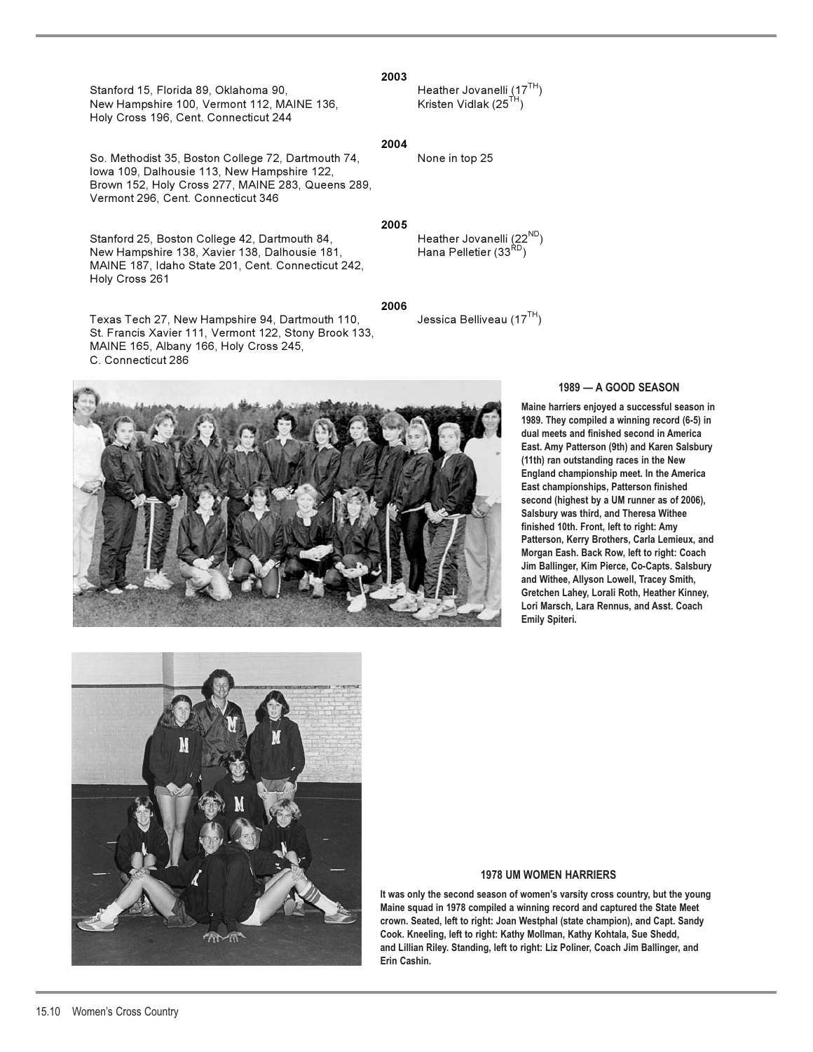**2003**

Stanford 15, Florida 89, Oklahoma 90, New Hampshire 100, Vermont 112, MAINE 136, Holy Cross 196, Cent. Connecticut 244

Heather Jovanelli (17TH)
Kristen Vidlak (25TH)

**2004**

So. Methodist 35, Boston College 72, Dartmouth 74, Iowa 109, Dalhousie 113, New Hampshire 122, Brown 152, Holy Cross 277, MAINE 283, Queens 289, Vermont 296, Cent. Connecticut 346

None in top 25

**2005**

Stanford 25, Boston College 42, Dartmouth 84, New Hampshire 138, Xavier 138, Dalhousie 181, MAINE 187, Idaho State 201, Cent. Connecticut 242, Holy Cross 261

Heather Jovanelli (22ND)
Hana Pelletier (33RD)

**2006**

Texas Tech 27, New Hampshire 94, Dartmouth 110, St. Francis Xavier 111, Vermont 122, Stony Brook 133, MAINE 165, Albany 166, Holy Cross 245, C. Connecticut 286

Jessica Belliveau (17TH)

**1989 — A GOOD SEASON**

**Maine harriers enjoyed a successful season in 1989. They compiled a winning record (6-5) in dual meets and finished second in America East. Amy Patterson (9th) and Karen Salsbury (11th) ran outstanding races in the New England championship meet. In the America East championships, Patterson finished second (highest by a UM runner as of 2006), Salsbury was third, and Theresa Withee finished 10th. Front, left to right: Amy Patterson, Kerry Brothers, Carla Lemieux, and Morgan Eash. Back Row, left to right: Coach Jim Ballinger, Kim Pierce, Co-Capts. Salsbury and Withee, Allyson Lowell, Tracey Smith, Gretchen Lahey, Lorali Roth, Heather Kinney, Lori Marsch, Lara Rennus, and Asst. Coach Emily Spiteri.**

**1978 UM WOMEN HARRIERS**

**It was only the second season of women's varsity cross country, but the young Maine squad in 1978 compiled a winning record and captured the State Meet crown. Seated, left to right: Joan Westphal (state champion), and Capt. Sandy Cook. Kneeling, left to right: Kathy Mollman, Kathy Kohtala, Sue Shedd, and Lillian Riley. Standing, left to right: Liz Poliner, Coach Jim Ballinger, and Erin Cashin.**